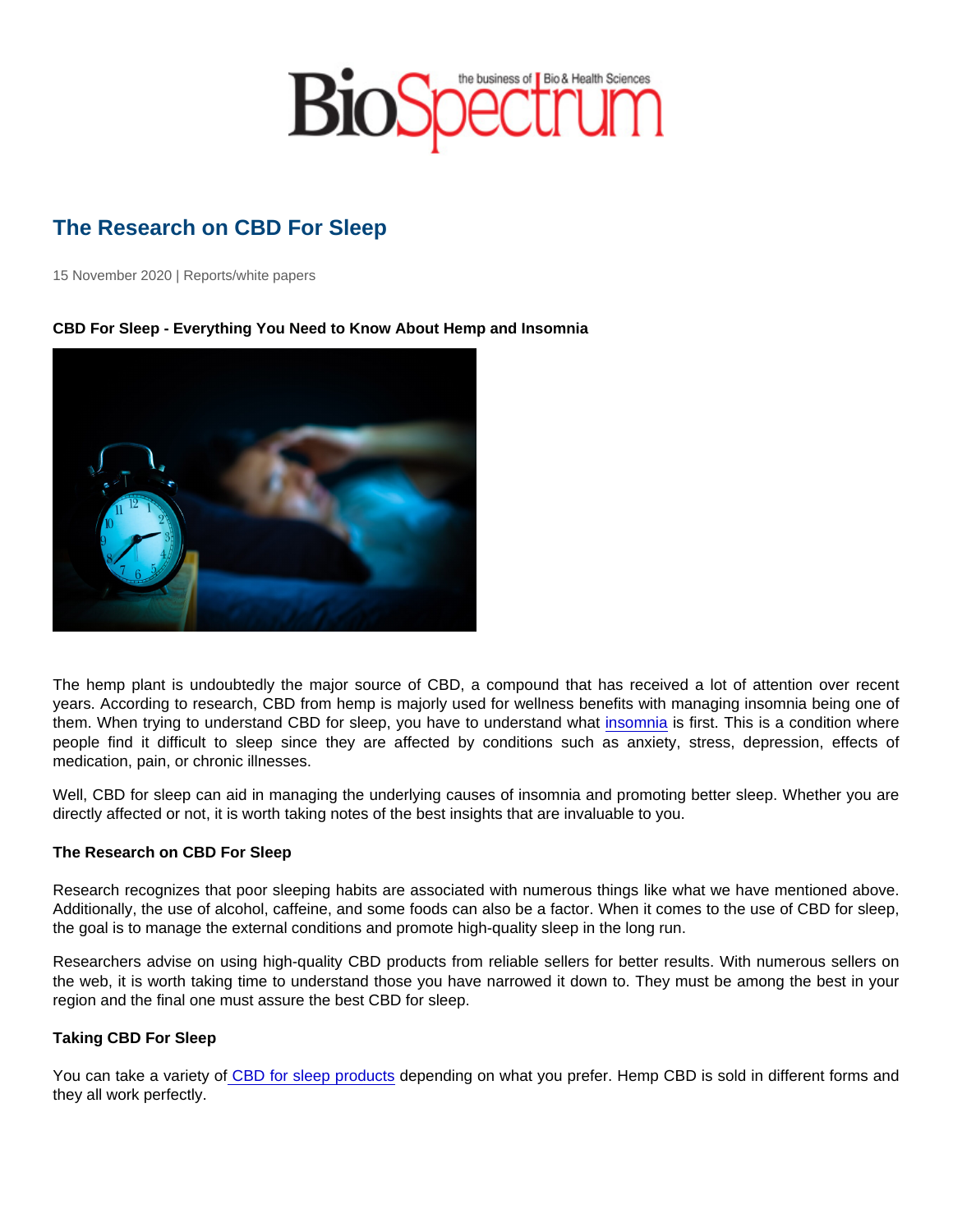# The Research on CBD For Sleep

15 November 2020 | Reports/white papers

**CBD For Sleep - Everything You Need to Know About Hemp and Insomnia**

The hemp plant is undoubtedly the major source of CBD, a compound that has received a lot of attention over recent years. According to research, CBD from hemp is majorly used for wellness benefits with managing insomnia being one of them. When trying to understand CBD for sleep, you have to understand what insomnia is first. This is a condition where people find it difficult to sleep since they are affected by conditions such as anxiety, stress, depression, effects of medication, pain, or chronic illnesses.

Well, CBD for sleep can aid in managing the underlying causes of insomnia and promoting better sleep. Whether you are directly affected or not, it is worth taking notes of the best insights that are invaluable to you.

**The Research on CBD For Sleep**

Research recognizes that poor sleeping habits are associated with numerous things like what we have mentioned above. Additionally, the use of alcohol, caffeine, and some foods can also be a factor. When it comes to the use of CBD for sleep, the goal is to manage the external conditions and promote high-quality sleep in the long run.

Researchers advise on using high-quality CBD products from reliable sellers for better results. With numerous sellers on the web, it is worth taking time to understand those you have narrowed it down to. They must be among the best in your region and the final one must assure the best CBD for sleep.

**Taking CBD For Sleep**

You can take a variety of CBD for sleep products depending on what you prefer. Hemp CBD is sold in different forms and they all work perfectly.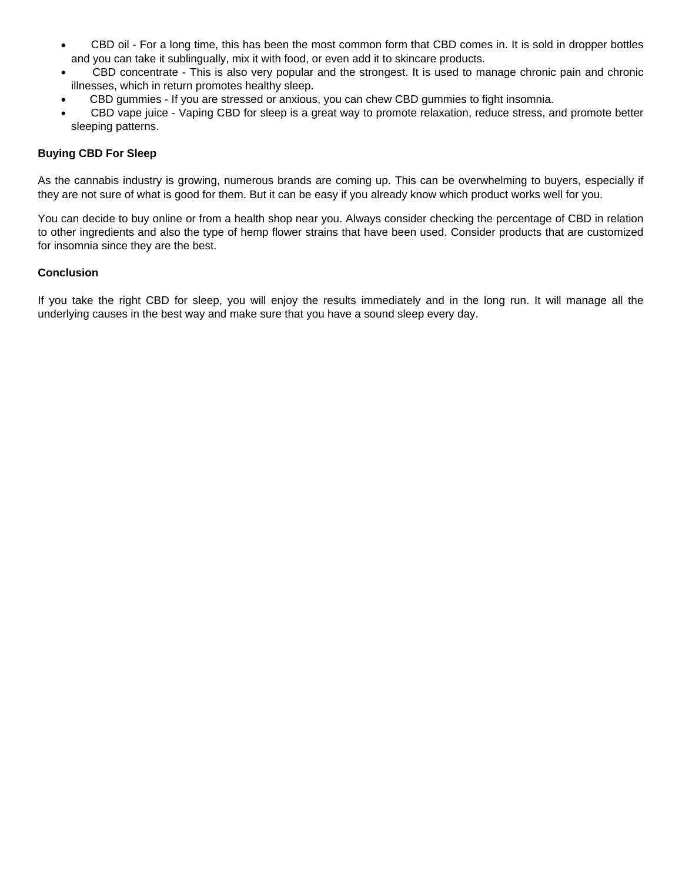- CBD oil - For a long time, this has been the most common form that CBD comes in. It is sold in dropper bottles and you can take it sublingually, mix it with food, or even add it to skincare products.
- CBD concentrate - This is also very popular and the strongest. It is used to manage chronic pain and chronic illnesses, which in return promotes healthy sleep.
- CBD gummies - If you are stressed or anxious, you can chew CBD gummies to fight insomnia.
- CBD vape juice - Vaping CBD for sleep is a great way to promote relaxation, reduce stress, and promote better sleeping patterns.

**Buying CBD For Sleep**

As the cannabis industry is growing, numerous brands are coming up. This can be overwhelming to buyers, especially if they are not sure of what is good for them. But it can be easy if you already know which product works well for you.

You can decide to buy online or from a health shop near you. Always consider checking the percentage of CBD in relation to other ingredients and also the type of hemp flower strains that have been used. Consider products that are customized for insomnia since they are the best.

**Conclusion**

If you take the right CBD for sleep, you will enjoy the results immediately and in the long run. It will manage all the underlying causes in the best way and make sure that you have a sound sleep every day.